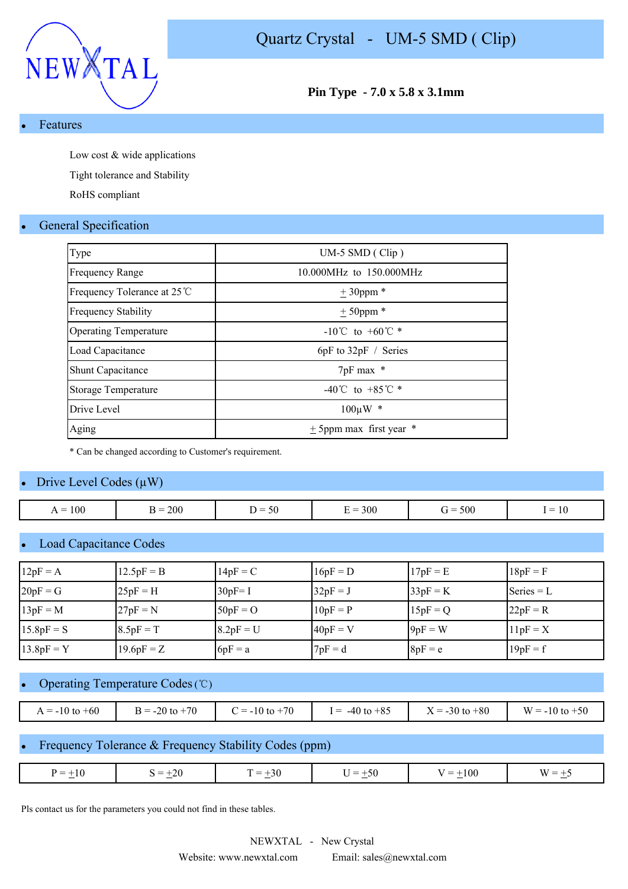NEWXTAL

# Quartz Crystal - UM-5 SMD ( Clip)

**Pin Type - 7.0 x 5.8 x 3.1mm**

## Features

Low cost & wide applications

Tight tolerance and Stability

RoHS compliant

## General Specification

| Type | UM-5 SMD ( Clip ) |
|---|---|
| Frequency Range | 10.000MHz to 150.000MHz |
| Frequency Tolerance at 25℃ | ± 30ppm * |
| Frequency Stability | ± 50ppm * |
| Operating Temperature | -10℃ to +60℃ * |
| Load Capacitance | 6pF to 32pF / Series |
| Shunt Capacitance | 7pF max * |
| Storage Temperature | -40℃ to +85℃ * |
| Drive Level | 100µW * |
| Aging | ± 5ppm max first year * |

* Can be changed according to Customer's requirement.

## Drive Level Codes (µW)

| A = 100 | B = 200 | D = 50 | E = 300 | G = 500 | I = 10 |
|---|---|---|---|---|---|

## Load Capacitance Codes

| 12pF = A | 12.5pF = B | 14pF = C | 16pF = D | 17pF = E | 18pF = F |
|---|---|---|---|---|---|
| 20pF = G | 25pF = H | 30pF= I | 32pF = J | 33pF = K | Series = L |
| 13pF = M | 27pF = N | 50pF = O | 10pF = P | 15pF = Q | 22pF = R |
| 15.8pF = S | 8.5pF = T | 8.2pF = U | 40pF = V | 9pF = W | 11pF = X |
| 13.8pF = Y | 19.6pF = Z | 6pF = a | 7pF = d | 8pF = e | 19pF = f |

## Operating Temperature Codes (℃)

| A = -10 to +60 | B = -20 to +70 | C = -10 to +70 | I = -40 to +85 | X = -30 to +80 | W = -10 to +50 |
|---|---|---|---|---|---|

## Frequency Tolerance & Frequency Stability Codes (ppm)

| P = ±10 | S = ±20 | T = ±30 | U = ±50 | V = ±100 | W = ±5 |
|---|---|---|---|---|---|

Pls contact us for the parameters you could not find in these tables.

NEWXTAL - New Crystal

Website: www.newxtal.com Email: sales@newxtal.com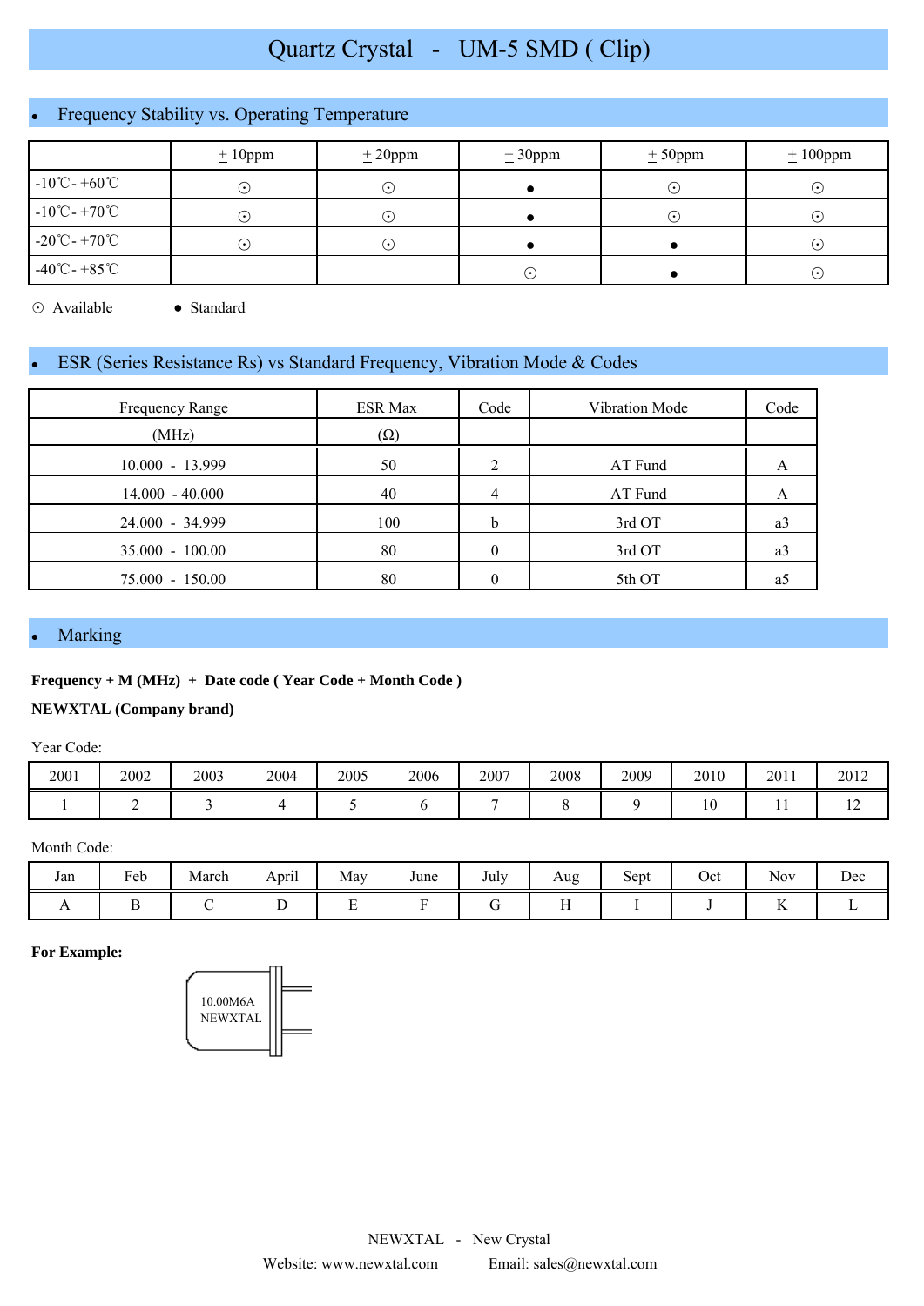# Quartz Crystal - UM-5 SMD ( Clip)

## Frequency Stability vs. Operating Temperature

| | ±10ppm | ±20ppm | ±30ppm | ±50ppm | ±100ppm |
|---|---|---|---|---|---|
| -10℃- +60℃ | ⊙ | ⊙ | ● | ⊙ | ⊙ |
| -10℃- +70℃ | ⊙ | ⊙ | ● | ⊙ | ⊙ |
| -20℃- +70℃ | ⊙ | ⊙ | ● | ● | ⊙ |
| -40℃- +85℃ | | | ⊙ | ● | ⊙ |

⊙ Available ● Standard

## ESR (Series Resistance Rs) vs Standard Frequency, Vibration Mode & Codes

| Frequency Range (MHz) | ESR Max (Ω) | Code | Vibration Mode | Code |
|---|---|---|---|---|
| 10.000 - 13.999 | 50 | 2 | AT Fund | A |
| 14.000 - 40.000 | 40 | 4 | AT Fund | A |
| 24.000 - 34.999 | 100 | b | 3rd OT | a3 |
| 35.000 - 100.00 | 80 | 0 | 3rd OT | a3 |
| 75.000 - 150.00 | 80 | 0 | 5th OT | a5 |

## Marking

**Frequency + M (MHz) + Date code ( Year Code + Month Code )**

**NEWXTAL (Company brand)**

Year Code:

| 2001 | 2002 | 2003 | 2004 | 2005 | 2006 | 2007 | 2008 | 2009 | 2010 | 2011 | 2012 |
|---|---|---|---|---|---|---|---|---|---|---|---|
| 1 | 2 | 3 | 4 | 5 | 6 | 7 | 8 | 9 | 10 | 11 | 12 |

Month Code:

| Jan | Feb | March | April | May | June | July | Aug | Sept | Oct | Nov | Dec |
|---|---|---|---|---|---|---|---|---|---|---|---|
| A | B | C | D | E | F | G | H | I | J | K | L |

**For Example:**

10.00M6A
NEWXTAL

NEWXTAL - New Crystal

Website: www.newxtal.com Email: sales@newxtal.com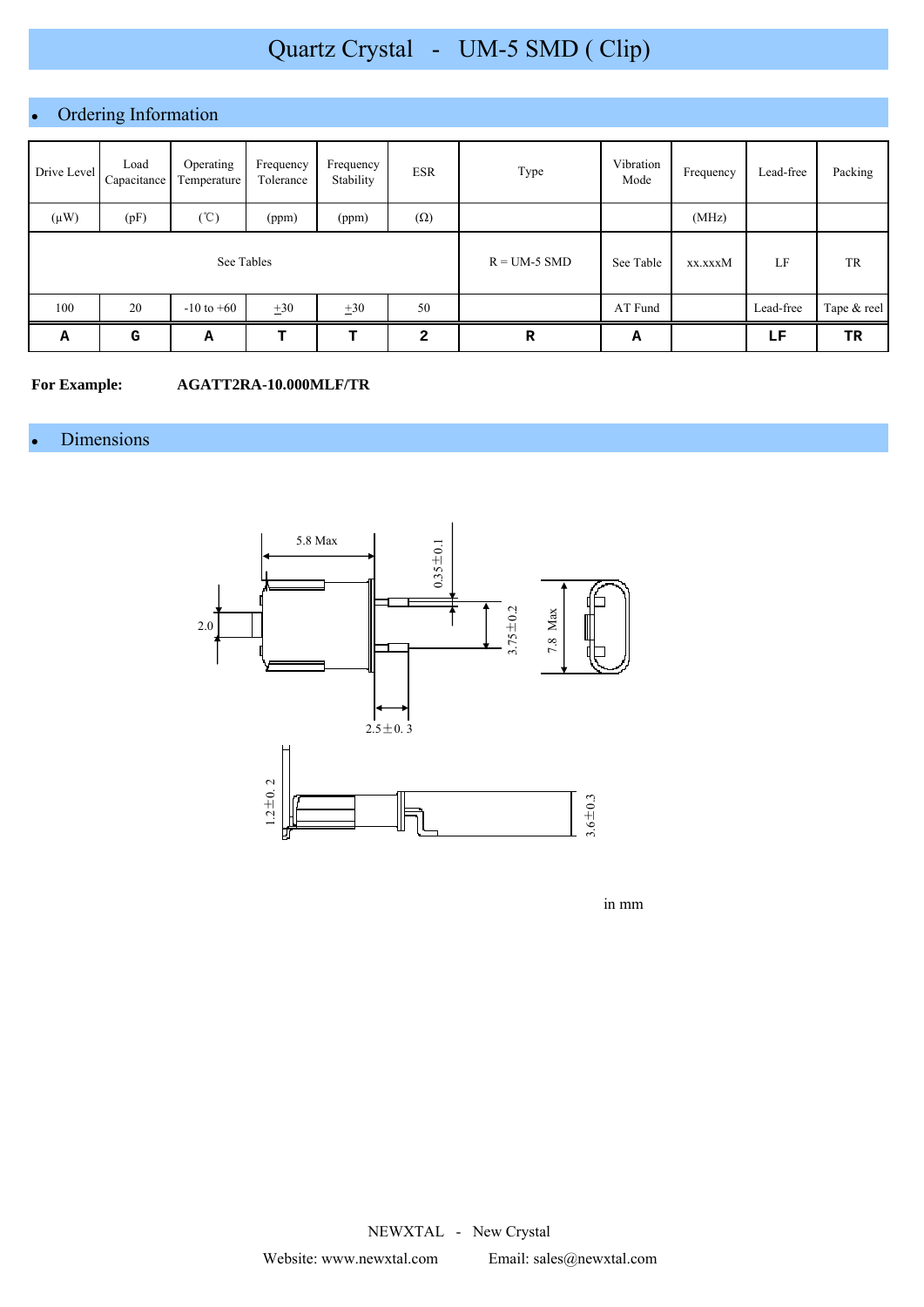# Quartz Crystal - UM-5 SMD ( Clip)

## Ordering Information

| Drive Level | Load Capacitance | Operating Temperature | Frequency Tolerance | Frequency Stability | ESR | Type | Vibration Mode | Frequency | Lead-free | Packing |
|---|---|---|---|---|---|---|---|---|---|---|
| (μW) | (pF) | (℃) | (ppm) | (ppm) | (Ω) | | | (MHz) | | |
| See Tables | | | | | | R = UM-5 SMD | See Table | xx.xxxM | LF | TR |
| 100 | 20 | -10 to +60 | ±30 | ±30 | 50 | | AT Fund | | Lead-free | Tape & reel |
| **A** | **G** | **A** | **T** | **T** | **2** | **R** | **A** | | **LF** | **TR** |

**For Example:** **AGATT2RA-10.000MLF/TR**

## Dimensions

5.8 Max

0.35±0.1

2.0

3.75±0.2

7.8 Max

2.5±0. 3

1.2±0. 2

3.6±0.3

in mm

NEWXTAL - New Crystal

Website: www.newxtal.com Email: sales@newxtal.com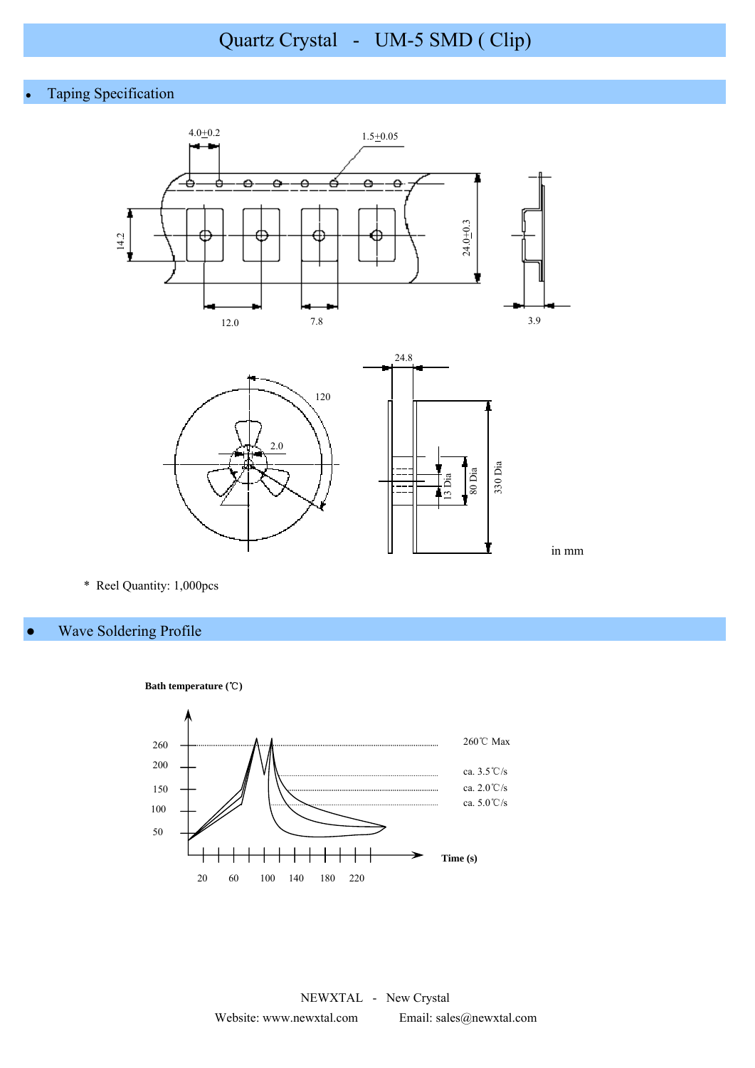# Quartz Crystal - UM-5 SMD ( Clip)

## Taping Specification

4.0±0.2

1.5±0.05

14.2

24.0±0.3

12.0

7.8

3.9

24.8

120

2.0

13 Dia

80 Dia

330 Dia

in mm

\* Reel Quantity: 1,000pcs

## Wave Soldering Profile

**Bath temperature (℃)**

260

200

150

100

50

260℃ Max

ca. 3.5℃/s

ca. 2.0℃/s

ca. 5.0℃/s

**Time (s)**

20 60 100 140 180 220

NEWXTAL - New Crystal

Website: www.newxtal.com Email: sales@newxtal.com